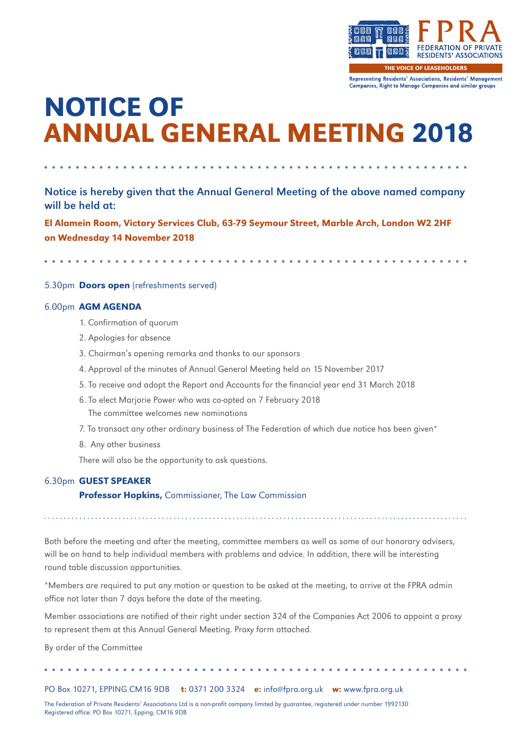FPRA

FEDERATION OF PRIVATE RESIDENTS' ASSOCIATIONS

THE VOICE OF LEASEHOLDERS

Representing Residents' Associations, Residents' Management Companies, Right to Manage Companies and similar groups

# NOTICE OF ANNUAL GENERAL MEETING 2018

**Notice is hereby given that the Annual General Meeting of the above named company will be held at:**

**El Alamein Room, Victory Services Club, 63-79 Seymour Street, Marble Arch, London W2 2HF on Wednesday 14 November 2018**

5.30pm **Doors open** (refreshments served)

6.00pm **AGM AGENDA**

1. Confirmation of quorum
2. Apologies for absence
3. Chairman's opening remarks and thanks to our sponsors
4. Approval of the minutes of Annual General Meeting held on 15 November 2017
5. To receive and adopt the Report and Accounts for the financial year end 31 March 2018
6. To elect Marjorie Power who was co-opted on 7 February 2018
   The committee welcomes new nominations
7. To transact any other ordinary business of The Federation of which due notice has been given*
8. Any other business

There will also be the opportunity to ask questions.

6.30pm **GUEST SPEAKER**

**Professor Hopkins,** Commissioner, The Law Commission

Both before the meeting and after the meeting, committee members as well as some of our honorary advisers, will be on hand to help individual members with problems and advice. In addition, there will be interesting round table discussion opportunities.

*Members are required to put any motion or question to be asked at the meeting, to arrive at the FPRA admin office not later than 7 days before the date of the meeting.

Member associations are notified of their right under section 324 of the Companies Act 2006 to appoint a proxy to represent them at this Annual General Meeting. Proxy form attached.

By order of the Committee

PO Box 10271, EPPING CM16 9DB **t:** 0371 200 3324 **e:** info@fpra.org.uk **w:** www.fpra.org.uk

The Federation of Private Residents' Associations Ltd is a non-profit company limited by guarantee, registered under number 1992130
Registered office: PO Box 10271, Epping, CM16 9DB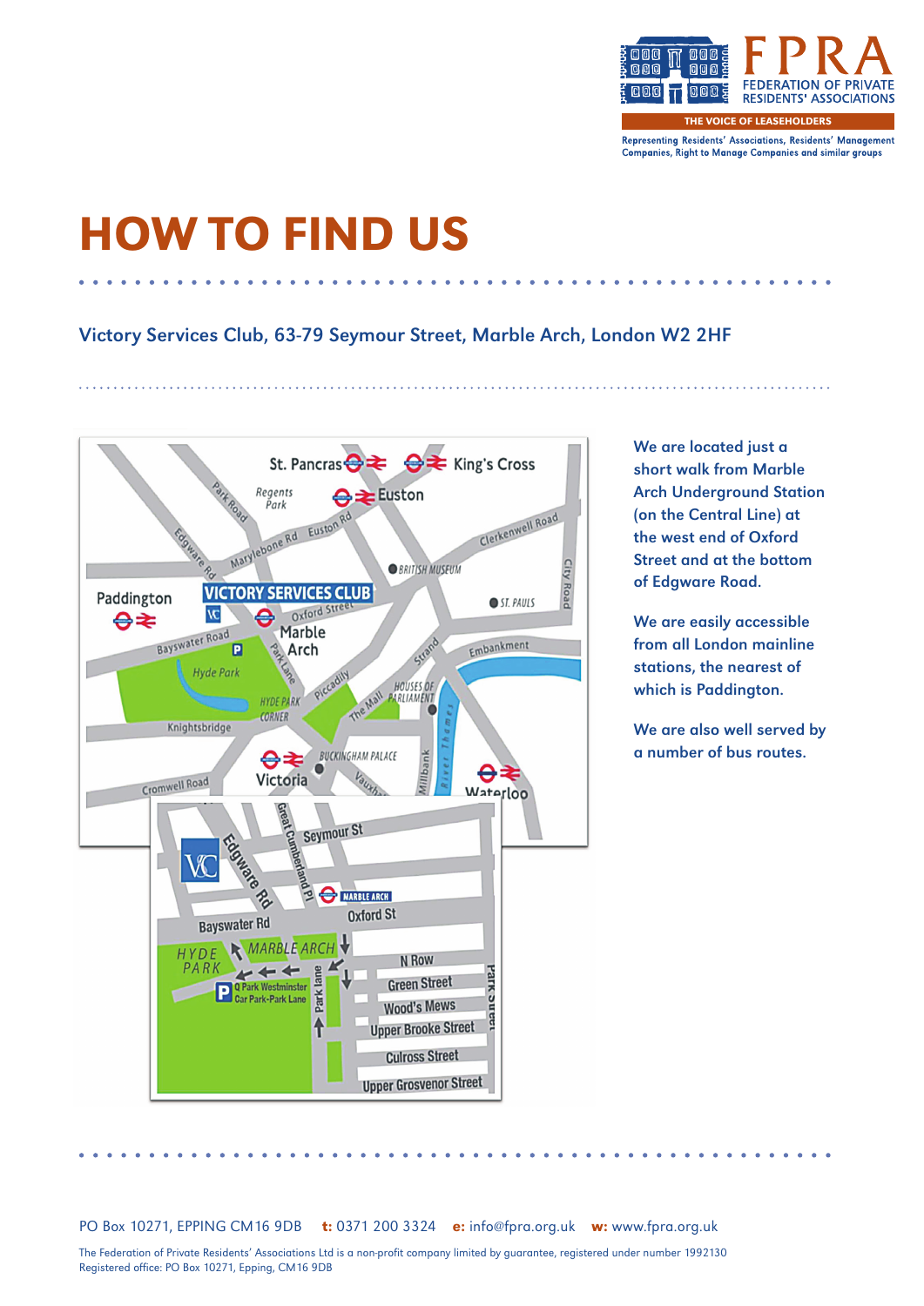# HOW TO FIND US

**Victory Services Club, 63-79 Seymour Street, Marble Arch, London W2 2HF**

We are located just a short walk from Marble Arch Underground Station (on the Central Line) at the west end of Oxford Street and at the bottom of Edgware Road.

We are easily accessible from all London mainline stations, the nearest of which is Paddington.

We are also well served by a number of bus routes.

PO Box 10271, EPPING CM16 9DB **t:** 0371 200 3324 **e:** info@fpra.org.uk **w:** www.fpra.org.uk

The Federation of Private Residents' Associations Ltd is a non-profit company limited by guarantee, registered under number 1992130
Registered office: PO Box 10271, Epping, CM16 9DB